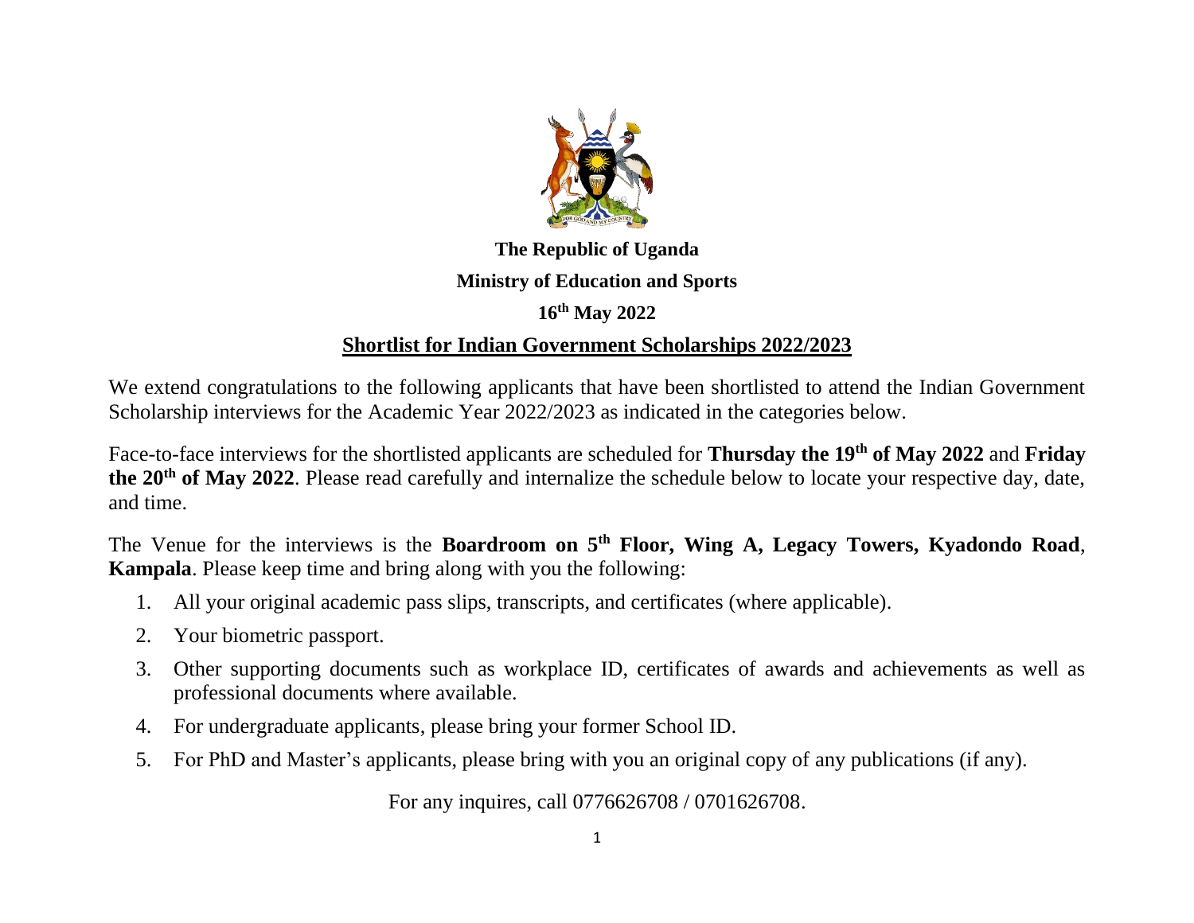**The Republic of Uganda**

**Ministry of Education and Sports**

**16th May 2022**

## Shortlist for Indian Government Scholarships 2022/2023

We extend congratulations to the following applicants that have been shortlisted to attend the Indian Government Scholarship interviews for the Academic Year 2022/2023 as indicated in the categories below.

Face-to-face interviews for the shortlisted applicants are scheduled for **Thursday the 19th of May 2022** and **Friday the 20th of May 2022**. Please read carefully and internalize the schedule below to locate your respective day, date, and time.

The Venue for the interviews is the **Boardroom on 5th Floor, Wing A, Legacy Towers, Kyadondo Road**, **Kampala**. Please keep time and bring along with you the following:

1. All your original academic pass slips, transcripts, and certificates (where applicable).
2. Your biometric passport.
3. Other supporting documents such as workplace ID, certificates of awards and achievements as well as professional documents where available.
4. For undergraduate applicants, please bring your former School ID.
5. For PhD and Master's applicants, please bring with you an original copy of any publications (if any).

For any inquires, call 0776626708 / 0701626708.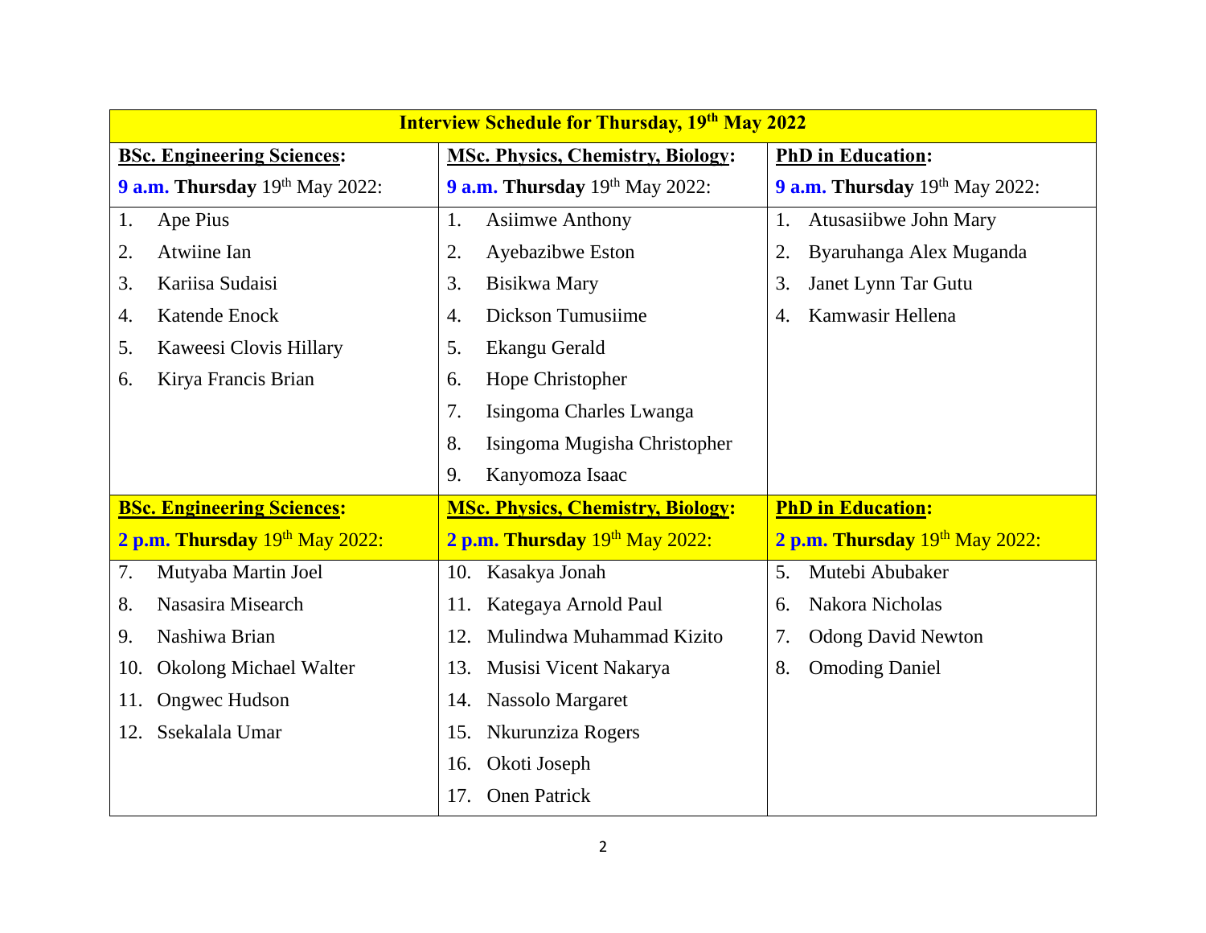| Interview Schedule for Thursday, 19th May 2022 | | |
|---|---|---|
| **BSc. Engineering Sciences:** | **MSc. Physics, Chemistry, Biology:** | **PhD in Education:** |
| **9 a.m. Thursday** 19th May 2022: | **9 a.m. Thursday** 19th May 2022: | **9 a.m. Thursday** 19th May 2022: |
| 1. Ape Pius | 1. Asiimwe Anthony | 1. Atusasiibwe John Mary |
| 2. Atwiine Ian | 2. Ayebazibwe Eston | 2. Byaruhanga Alex Muganda |
| 3. Kariisa Sudaisi | 3. Bisikwa Mary | 3. Janet Lynn Tar Gutu |
| 4. Katende Enock | 4. Dickson Tumusiime | 4. Kamwasir Hellena |
| 5. Kaweesi Clovis Hillary | 5. Ekangu Gerald | |
| 6. Kirya Francis Brian | 6. Hope Christopher | |
| | 7. Isingoma Charles Lwanga | |
| | 8. Isingoma Mugisha Christopher | |
| | 9. Kanyomoza Isaac | |
| **BSc. Engineering Sciences:** | **MSc. Physics, Chemistry, Biology:** | **PhD in Education:** |
| **2 p.m. Thursday** 19th May 2022: | **2 p.m. Thursday** 19th May 2022: | **2 p.m. Thursday** 19th May 2022: |
| 7. Mutyaba Martin Joel | 10. Kasakya Jonah | 5. Mutebi Abubaker |
| 8. Nasasira Misearch | 11. Kategaya Arnold Paul | 6. Nakora Nicholas |
| 9. Nashiwa Brian | 12. Mulindwa Muhammad Kizito | 7. Odong David Newton |
| 10. Okolong Michael Walter | 13. Musisi Vicent Nakarya | 8. Omoding Daniel |
| 11. Ongwec Hudson | 14. Nassolo Margaret | |
| 12. Ssekalala Umar | 15. Nkurunziza Rogers | |
| | 16. Okoti Joseph | |
| | 17. Onen Patrick | |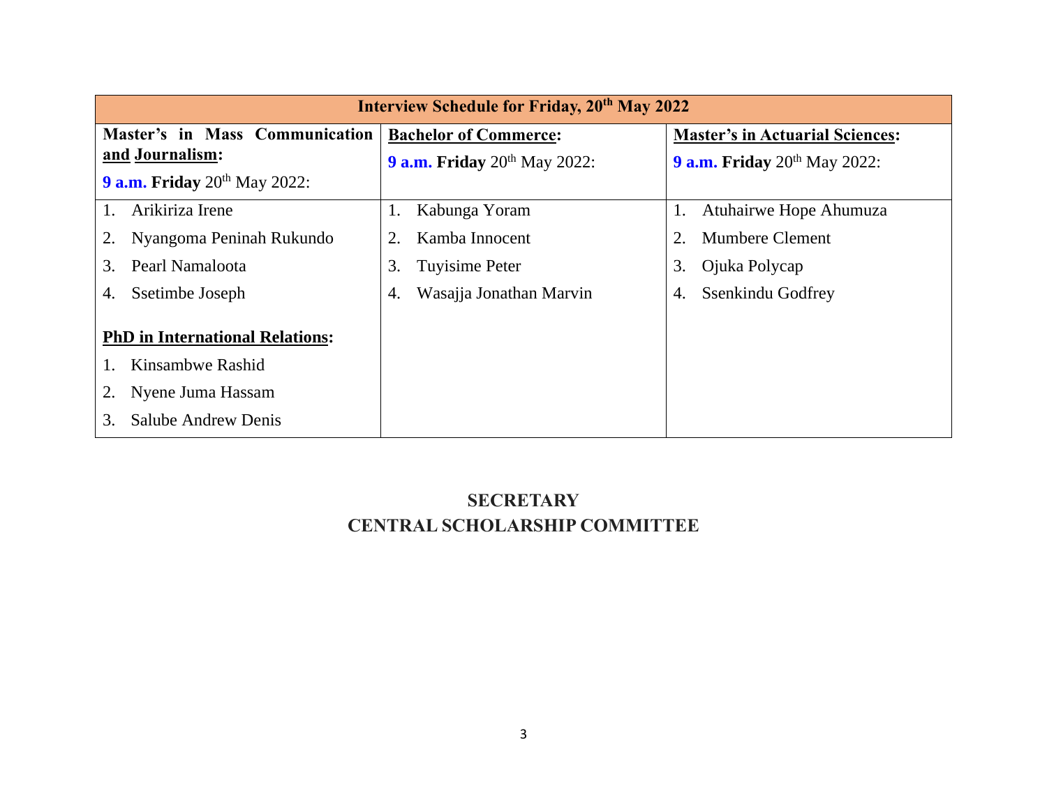| Interview Schedule for Friday, 20th May 2022 | | |
|---|---|---|
| **Master's in Mass Communication and Journalism:** **9 a.m. Friday** 20th May 2022: | **Bachelor of Commerce:** **9 a.m. Friday** 20th May 2022: | **Master's in Actuarial Sciences:** **9 a.m. Friday** 20th May 2022: |
| 1. Arikiriza Irene | 1. Kabunga Yoram | 1. Atuhairwe Hope Ahumuza |
| 2. Nyangoma Peninah Rukundo | 2. Kamba Innocent | 2. Mumbere Clement |
| 3. Pearl Namaloota | 3. Tuyisime Peter | 3. Ojuka Polycap |
| 4. Ssetimbe Joseph | 4. Wasajja Jonathan Marvin | 4. Ssenkindu Godfrey |
| **PhD in International Relations:** | | |
| 1. Kinsambwe Rashid | | |
| 2. Nyene Juma Hassam | | |
| 3. Salube Andrew Denis | | |

**SECRETARY**
**CENTRAL SCHOLARSHIP COMMITTEE**